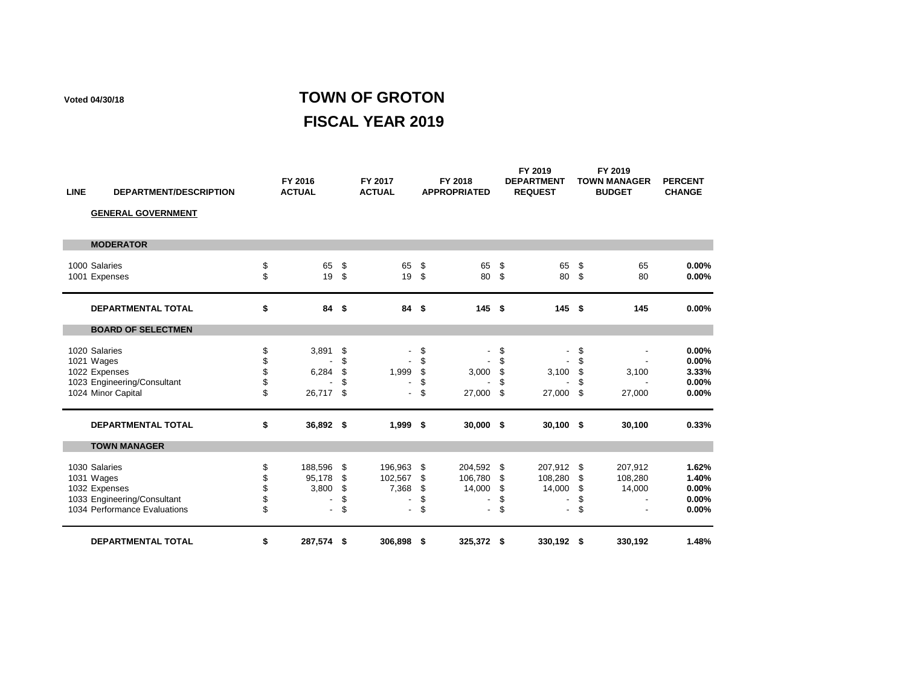Voted 04/30/18

# TOWN OF GROTON
# FISCAL YEAR 2019

| LINE | DEPARTMENT/DESCRIPTION | FY 2016 ACTUAL | FY 2017 ACTUAL | FY 2018 APPROPRIATED | FY 2019 DEPARTMENT REQUEST | FY 2019 TOWN MANAGER BUDGET | PERCENT CHANGE |
|---|---|---|---|---|---|---|---|
| | **GENERAL GOVERNMENT** | | | | | | |
| | **MODERATOR** | | | | | | |
| 1000 | Salaries | $ 65 | $ 65 | $ 65 | $ 65 | $ 65 | **0.00%** |
| 1001 | Expenses | $ 19 | $ 19 | $ 80 | $ 80 | $ 80 | **0.00%** |
| | **DEPARTMENTAL TOTAL** | **$ 84** | **$ 84** | **$ 145** | **$ 145** | **$ 145** | **0.00%** |
| | **BOARD OF SELECTMEN** | | | | | | |
| 1020 | Salaries | $ 3,891 | $ - | $ - | $ - | $ - | **0.00%** |
| 1021 | Wages | $ - | $ - | $ - | $ - | $ - | **0.00%** |
| 1022 | Expenses | $ 6,284 | $ 1,999 | $ 3,000 | $ 3,100 | $ 3,100 | **3.33%** |
| 1023 | Engineering/Consultant | $ - | $ - | $ - | $ - | $ - | **0.00%** |
| 1024 | Minor Capital | $ 26,717 | $ - | $ 27,000 | $ 27,000 | $ 27,000 | **0.00%** |
| | **DEPARTMENTAL TOTAL** | **$ 36,892** | **$ 1,999** | **$ 30,000** | **$ 30,100** | **$ 30,100** | **0.33%** |
| | **TOWN MANAGER** | | | | | | |
| 1030 | Salaries | $ 188,596 | $ 196,963 | $ 204,592 | $ 207,912 | $ 207,912 | **1.62%** |
| 1031 | Wages | $ 95,178 | $ 102,567 | $ 106,780 | $ 108,280 | $ 108,280 | **1.40%** |
| 1032 | Expenses | $ 3,800 | $ 7,368 | $ 14,000 | $ 14,000 | $ 14,000 | **0.00%** |
| 1033 | Engineering/Consultant | $ - | $ - | $ - | $ - | $ - | **0.00%** |
| 1034 | Performance Evaluations | $ - | $ - | $ - | $ - | $ - | **0.00%** |
| | **DEPARTMENTAL TOTAL** | **$ 287,574** | **$ 306,898** | **$ 325,372** | **$ 330,192** | **$ 330,192** | **1.48%** |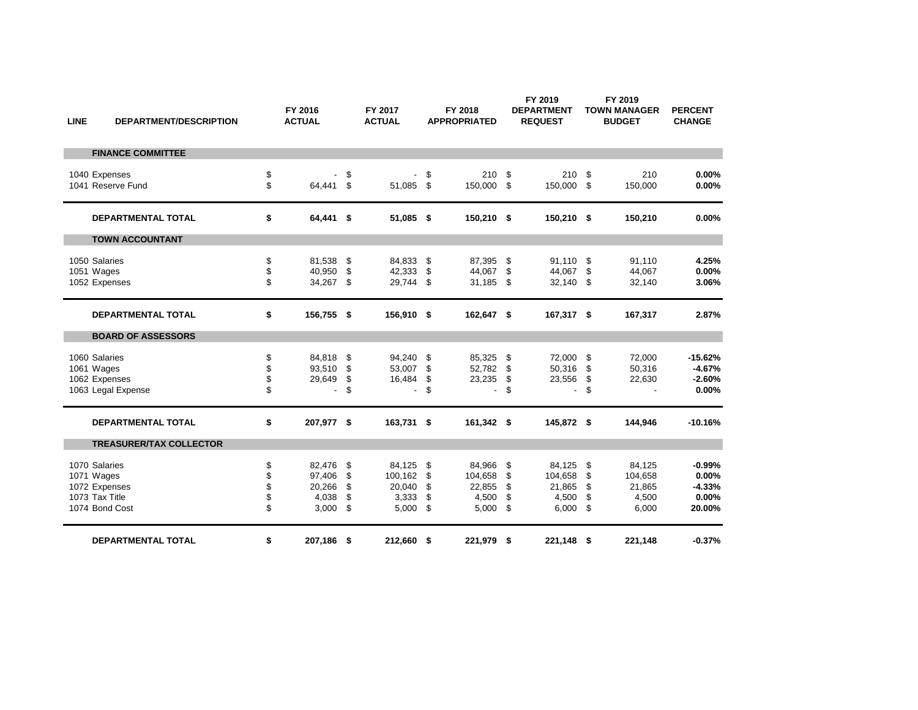| LINE | DEPARTMENT/DESCRIPTION | FY 2016 ACTUAL | FY 2017 ACTUAL | FY 2018 APPROPRIATED | FY 2019 DEPARTMENT REQUEST | FY 2019 TOWN MANAGER BUDGET | PERCENT CHANGE |
|---|---|---|---|---|---|---|---|
| | **FINANCE COMMITTEE** | | | | | | |
| 1040 | Expenses | $ - | $ - | $ 210 | $ 210 | $ 210 | **0.00%** |
| 1041 | Reserve Fund | $ 64,441 | $ 51,085 | $ 150,000 | $ 150,000 | $ 150,000 | **0.00%** |
| | **DEPARTMENTAL TOTAL** | **$ 64,441** | **$ 51,085** | **$ 150,210** | **$ 150,210** | **$ 150,210** | **0.00%** |
| | **TOWN ACCOUNTANT** | | | | | | |
| 1050 | Salaries | $ 81,538 | $ 84,833 | $ 87,395 | $ 91,110 | $ 91,110 | **4.25%** |
| 1051 | Wages | $ 40,950 | $ 42,333 | $ 44,067 | $ 44,067 | $ 44,067 | **0.00%** |
| 1052 | Expenses | $ 34,267 | $ 29,744 | $ 31,185 | $ 32,140 | $ 32,140 | **3.06%** |
| | **DEPARTMENTAL TOTAL** | **$ 156,755** | **$ 156,910** | **$ 162,647** | **$ 167,317** | **$ 167,317** | **2.87%** |
| | **BOARD OF ASSESSORS** | | | | | | |
| 1060 | Salaries | $ 84,818 | $ 94,240 | $ 85,325 | $ 72,000 | $ 72,000 | **-15.62%** |
| 1061 | Wages | $ 93,510 | $ 53,007 | $ 52,782 | $ 50,316 | $ 50,316 | **-4.67%** |
| 1062 | Expenses | $ 29,649 | $ 16,484 | $ 23,235 | $ 23,556 | $ 22,630 | **-2.60%** |
| 1063 | Legal Expense | $ - | $ - | $ - | $ - | $ - | **0.00%** |
| | **DEPARTMENTAL TOTAL** | **$ 207,977** | **$ 163,731** | **$ 161,342** | **$ 145,872** | **$ 144,946** | **-10.16%** |
| | **TREASURER/TAX COLLECTOR** | | | | | | |
| 1070 | Salaries | $ 82,476 | $ 84,125 | $ 84,966 | $ 84,125 | $ 84,125 | **-0.99%** |
| 1071 | Wages | $ 97,406 | $ 100,162 | $ 104,658 | $ 104,658 | $ 104,658 | **0.00%** |
| 1072 | Expenses | $ 20,266 | $ 20,040 | $ 22,855 | $ 21,865 | $ 21,865 | **-4.33%** |
| 1073 | Tax Title | $ 4,038 | $ 3,333 | $ 4,500 | $ 4,500 | $ 4,500 | **0.00%** |
| 1074 | Bond Cost | $ 3,000 | $ 5,000 | $ 5,000 | $ 6,000 | $ 6,000 | **20.00%** |
| | **DEPARTMENTAL TOTAL** | **$ 207,186** | **$ 212,660** | **$ 221,979** | **$ 221,148** | **$ 221,148** | **-0.37%** |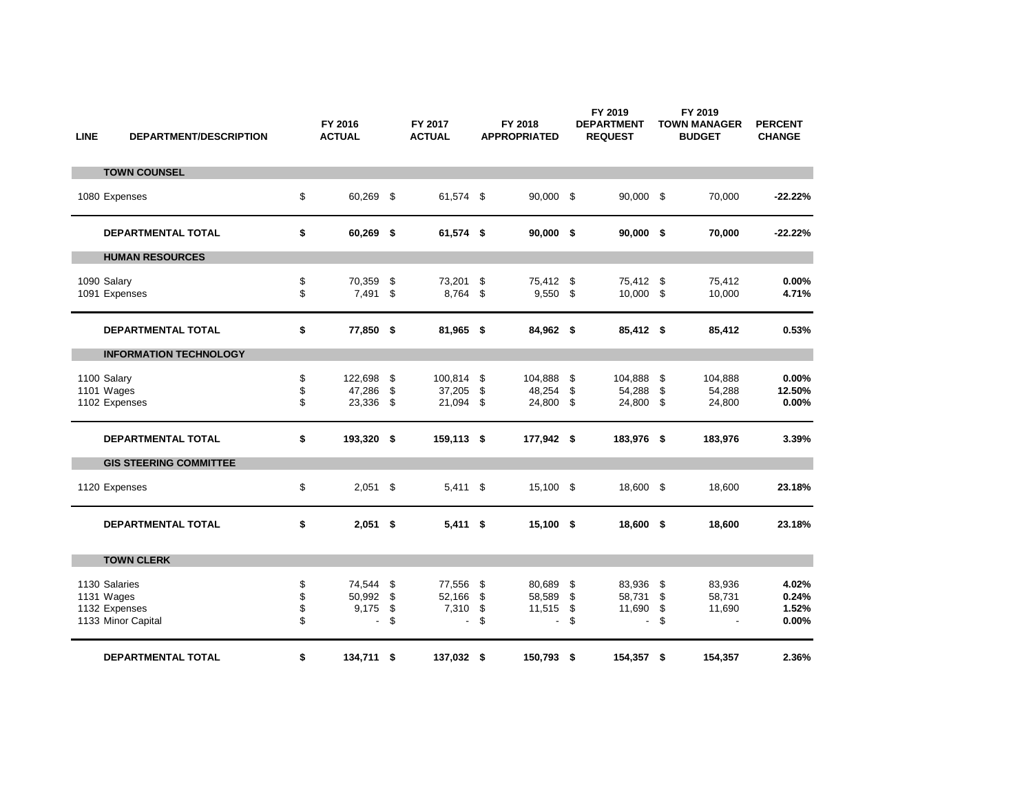| LINE | DEPARTMENT/DESCRIPTION | FY 2016 ACTUAL | FY 2017 ACTUAL | FY 2018 APPROPRIATED | FY 2019 DEPARTMENT REQUEST | FY 2019 TOWN MANAGER BUDGET | PERCENT CHANGE |
|---|---|---|---|---|---|---|---|
| | **TOWN COUNSEL** | | | | | | |
| 1080 | Expenses | $ 60,269 | $ 61,574 | $ 90,000 | $ 90,000 | $ 70,000 | **-22.22%** |
| | **DEPARTMENTAL TOTAL** | **$ 60,269** | **$ 61,574** | **$ 90,000** | **$ 90,000** | **$ 70,000** | **-22.22%** |
| | **HUMAN RESOURCES** | | | | | | |
| 1090 | Salary | $ 70,359 | $ 73,201 | $ 75,412 | $ 75,412 | $ 75,412 | **0.00%** |
| 1091 | Expenses | $ 7,491 | $ 8,764 | $ 9,550 | $ 10,000 | $ 10,000 | **4.71%** |
| | **DEPARTMENTAL TOTAL** | **$ 77,850** | **$ 81,965** | **$ 84,962** | **$ 85,412** | **$ 85,412** | **0.53%** |
| | **INFORMATION TECHNOLOGY** | | | | | | |
| 1100 | Salary | $ 122,698 | $ 100,814 | $ 104,888 | $ 104,888 | $ 104,888 | **0.00%** |
| 1101 | Wages | $ 47,286 | $ 37,205 | $ 48,254 | $ 54,288 | $ 54,288 | **12.50%** |
| 1102 | Expenses | $ 23,336 | $ 21,094 | $ 24,800 | $ 24,800 | $ 24,800 | **0.00%** |
| | **DEPARTMENTAL TOTAL** | **$ 193,320** | **$ 159,113** | **$ 177,942** | **$ 183,976** | **$ 183,976** | **3.39%** |
| | **GIS STEERING COMMITTEE** | | | | | | |
| 1120 | Expenses | $ 2,051 | $ 5,411 | $ 15,100 | $ 18,600 | $ 18,600 | **23.18%** |
| | **DEPARTMENTAL TOTAL** | **$ 2,051** | **$ 5,411** | **$ 15,100** | **$ 18,600** | **$ 18,600** | **23.18%** |
| | **TOWN CLERK** | | | | | | |
| 1130 | Salaries | $ 74,544 | $ 77,556 | $ 80,689 | $ 83,936 | $ 83,936 | **4.02%** |
| 1131 | Wages | $ 50,992 | $ 52,166 | $ 58,589 | $ 58,731 | $ 58,731 | **0.24%** |
| 1132 | Expenses | $ 9,175 | $ 7,310 | $ 11,515 | $ 11,690 | $ 11,690 | **1.52%** |
| 1133 | Minor Capital | $ - | $ - | $ - | $ - | $ - | **0.00%** |
| | **DEPARTMENTAL TOTAL** | **$ 134,711** | **$ 137,032** | **$ 150,793** | **$ 154,357** | **$ 154,357** | **2.36%** |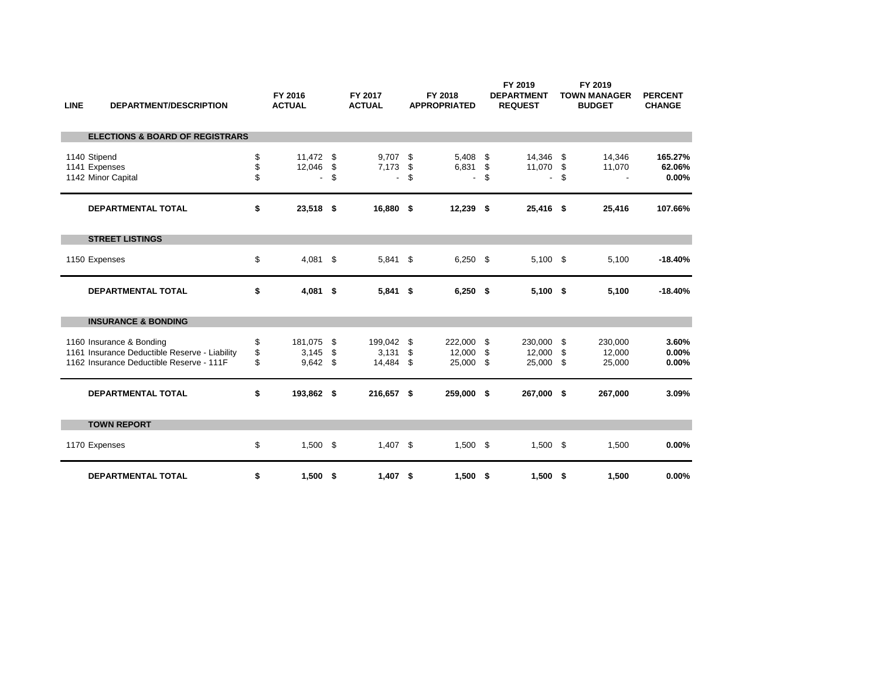| LINE | DEPARTMENT/DESCRIPTION | FY 2016 ACTUAL | FY 2017 ACTUAL | FY 2018 APPROPRIATED | FY 2019 DEPARTMENT REQUEST | FY 2019 TOWN MANAGER BUDGET | PERCENT CHANGE |
|---|---|---|---|---|---|---|---|
| | **ELECTIONS & BOARD OF REGISTRARS** | | | | | | |
| 1140 | Stipend | $ 11,472 | $ 9,707 | $ 5,408 | $ 14,346 | $ 14,346 | **165.27%** |
| 1141 | Expenses | $ 12,046 | $ 7,173 | $ 6,831 | $ 11,070 | $ 11,070 | **62.06%** |
| 1142 | Minor Capital | $ - | $ - | $ - | $ - | $ - | **0.00%** |
| | **DEPARTMENTAL TOTAL** | **$ 23,518** | **$ 16,880** | **$ 12,239** | **$ 25,416** | **$ 25,416** | **107.66%** |
| | **STREET LISTINGS** | | | | | | |
| 1150 | Expenses | $ 4,081 | $ 5,841 | $ 6,250 | $ 5,100 | $ 5,100 | **-18.40%** |
| | **DEPARTMENTAL TOTAL** | **$ 4,081** | **$ 5,841** | **$ 6,250** | **$ 5,100** | **$ 5,100** | **-18.40%** |
| | **INSURANCE & BONDING** | | | | | | |
| 1160 | Insurance & Bonding | $ 181,075 | $ 199,042 | $ 222,000 | $ 230,000 | $ 230,000 | **3.60%** |
| 1161 | Insurance Deductible Reserve - Liability | $ 3,145 | $ 3,131 | $ 12,000 | $ 12,000 | $ 12,000 | **0.00%** |
| 1162 | Insurance Deductible Reserve - 111F | $ 9,642 | $ 14,484 | $ 25,000 | $ 25,000 | $ 25,000 | **0.00%** |
| | **DEPARTMENTAL TOTAL** | **$ 193,862** | **$ 216,657** | **$ 259,000** | **$ 267,000** | **$ 267,000** | **3.09%** |
| | **TOWN REPORT** | | | | | | |
| 1170 | Expenses | $ 1,500 | $ 1,407 | $ 1,500 | $ 1,500 | $ 1,500 | **0.00%** |
| | **DEPARTMENTAL TOTAL** | **$ 1,500** | **$ 1,407** | **$ 1,500** | **$ 1,500** | **$ 1,500** | **0.00%** |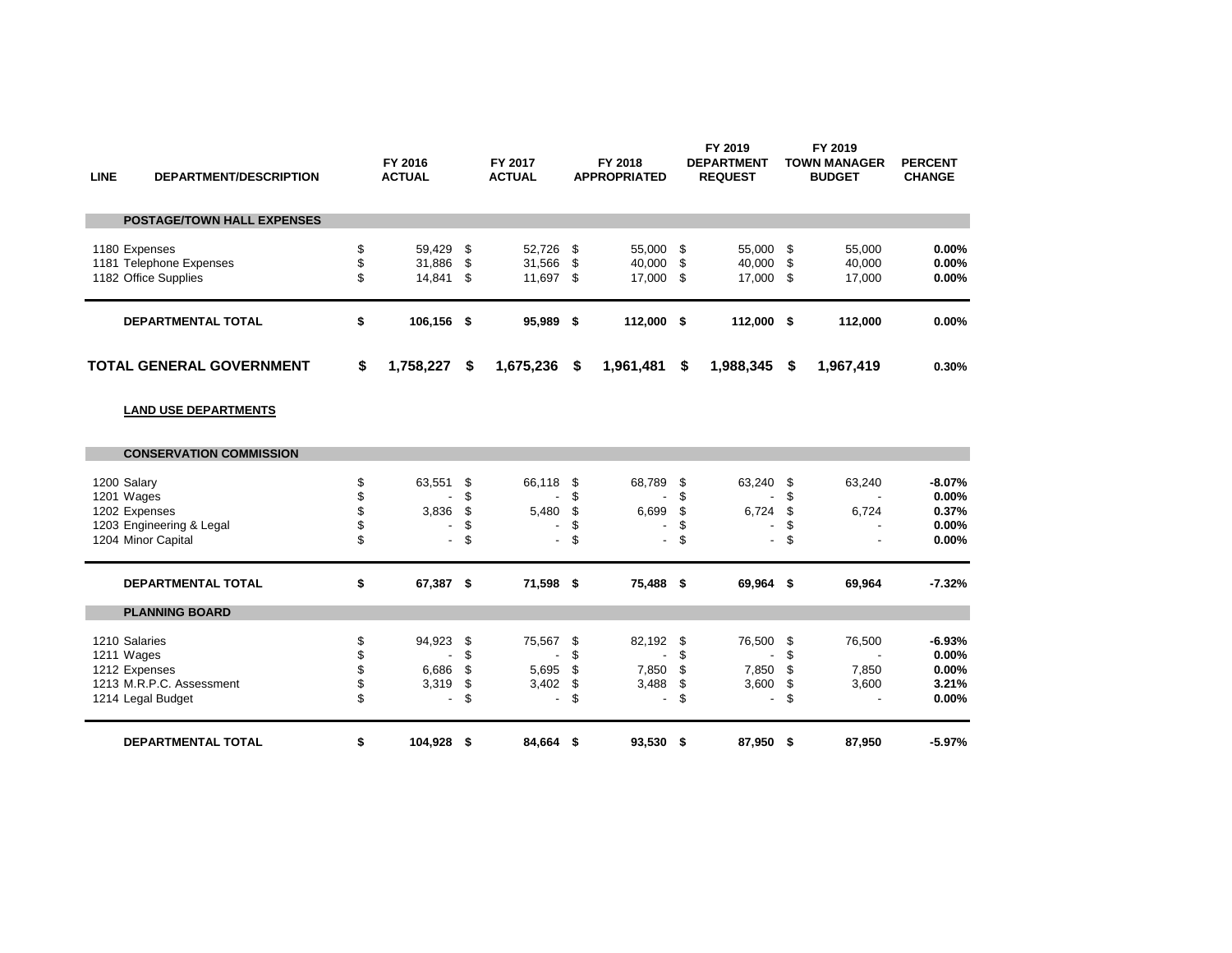| LINE | DEPARTMENT/DESCRIPTION | FY 2016 ACTUAL | FY 2017 ACTUAL | FY 2018 APPROPRIATED | FY 2019 DEPARTMENT REQUEST | FY 2019 TOWN MANAGER BUDGET | PERCENT CHANGE |
|---|---|---|---|---|---|---|---|
| | **POSTAGE/TOWN HALL EXPENSES** | | | | | | |
| 1180 | Expenses | $ 59,429 | $ 52,726 | $ 55,000 | $ 55,000 | $ 55,000 | **0.00%** |
| 1181 | Telephone Expenses | $ 31,886 | $ 31,566 | $ 40,000 | $ 40,000 | $ 40,000 | **0.00%** |
| 1182 | Office Supplies | $ 14,841 | $ 11,697 | $ 17,000 | $ 17,000 | $ 17,000 | **0.00%** |
| | **DEPARTMENTAL TOTAL** | **$ 106,156** | **$ 95,989** | **$ 112,000** | **$ 112,000** | **$ 112,000** | **0.00%** |
| | **TOTAL GENERAL GOVERNMENT** | **$ 1,758,227** | **$ 1,675,236** | **$ 1,961,481** | **$ 1,988,345** | **$ 1,967,419** | **0.30%** |
| | **LAND USE DEPARTMENTS** | | | | | | |
| | **CONSERVATION COMMISSION** | | | | | | |
| 1200 | Salary | $ 63,551 | $ 66,118 | $ 68,789 | $ 63,240 | $ 63,240 | **-8.07%** |
| 1201 | Wages | $ - | $ - | $ - | $ - | $ - | **0.00%** |
| 1202 | Expenses | $ 3,836 | $ 5,480 | $ 6,699 | $ 6,724 | $ 6,724 | **0.37%** |
| 1203 | Engineering & Legal | $ - | $ - | $ - | $ - | $ - | **0.00%** |
| 1204 | Minor Capital | $ - | $ - | $ - | $ - | $ - | **0.00%** |
| | **DEPARTMENTAL TOTAL** | **$ 67,387** | **$ 71,598** | **$ 75,488** | **$ 69,964** | **$ 69,964** | **-7.32%** |
| | **PLANNING BOARD** | | | | | | |
| 1210 | Salaries | $ 94,923 | $ 75,567 | $ 82,192 | $ 76,500 | $ 76,500 | **-6.93%** |
| 1211 | Wages | $ - | $ - | $ - | $ - | $ - | **0.00%** |
| 1212 | Expenses | $ 6,686 | $ 5,695 | $ 7,850 | $ 7,850 | $ 7,850 | **0.00%** |
| 1213 | M.R.P.C. Assessment | $ 3,319 | $ 3,402 | $ 3,488 | $ 3,600 | $ 3,600 | **3.21%** |
| 1214 | Legal Budget | $ - | $ - | $ - | $ - | $ - | **0.00%** |
| | **DEPARTMENTAL TOTAL** | **$ 104,928** | **$ 84,664** | **$ 93,530** | **$ 87,950** | **$ 87,950** | **-5.97%** |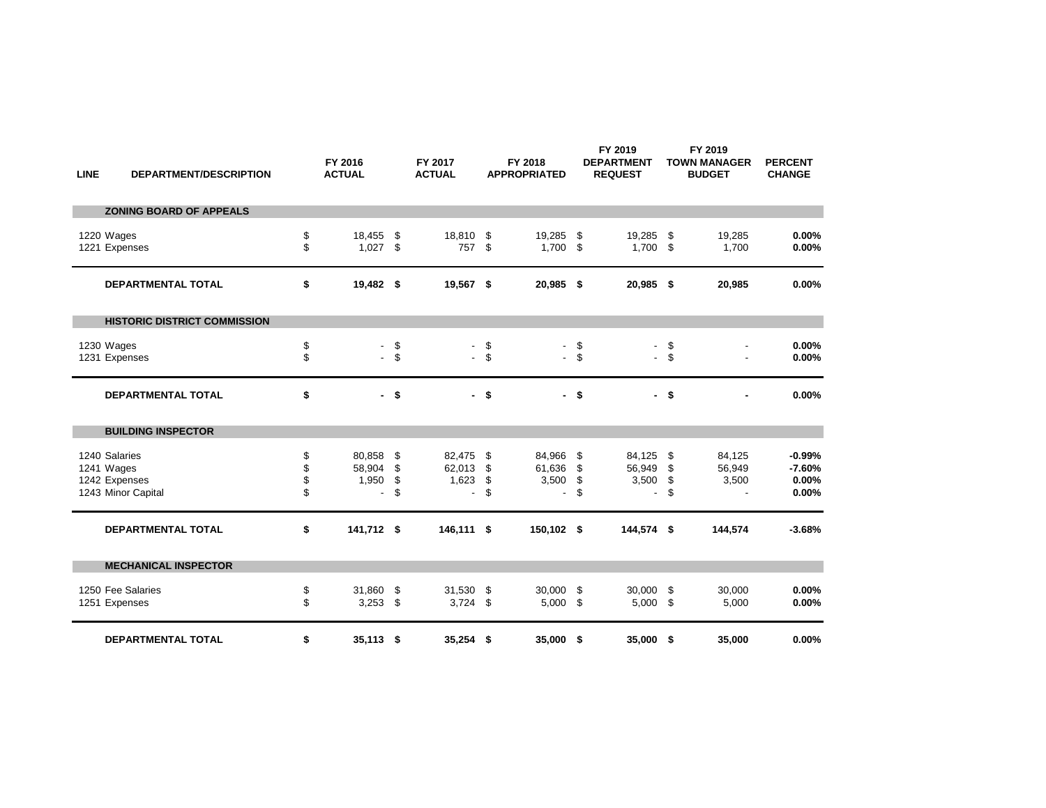| LINE | DEPARTMENT/DESCRIPTION | FY 2016 ACTUAL | FY 2017 ACTUAL | FY 2018 APPROPRIATED | FY 2019 DEPARTMENT REQUEST | FY 2019 TOWN MANAGER BUDGET | PERCENT CHANGE |
|---|---|---|---|---|---|---|---|
| | **ZONING BOARD OF APPEALS** | | | | | | |
| 1220 | Wages | $ 18,455 | $ 18,810 | $ 19,285 | $ 19,285 | $ 19,285 | **0.00%** |
| 1221 | Expenses | $ 1,027 | $ 757 | $ 1,700 | $ 1,700 | $ 1,700 | **0.00%** |
| | **DEPARTMENTAL TOTAL** | **$ 19,482** | **$ 19,567** | **$ 20,985** | **$ 20,985** | **$ 20,985** | **0.00%** |
| | **HISTORIC DISTRICT COMMISSION** | | | | | | |
| 1230 | Wages | $ - | $ - | $ - | $ - | $ - | **0.00%** |
| 1231 | Expenses | $ - | $ - | $ - | $ - | $ - | **0.00%** |
| | **DEPARTMENTAL TOTAL** | **$ -** | **$ -** | **$ -** | **$ -** | **$ -** | **0.00%** |
| | **BUILDING INSPECTOR** | | | | | | |
| 1240 | Salaries | $ 80,858 | $ 82,475 | $ 84,966 | $ 84,125 | $ 84,125 | **-0.99%** |
| 1241 | Wages | $ 58,904 | $ 62,013 | $ 61,636 | $ 56,949 | $ 56,949 | **-7.60%** |
| 1242 | Expenses | $ 1,950 | $ 1,623 | $ 3,500 | $ 3,500 | $ 3,500 | **0.00%** |
| 1243 | Minor Capital | $ - | $ - | $ - | $ - | $ - | **0.00%** |
| | **DEPARTMENTAL TOTAL** | **$ 141,712** | **$ 146,111** | **$ 150,102** | **$ 144,574** | **$ 144,574** | **-3.68%** |
| | **MECHANICAL INSPECTOR** | | | | | | |
| 1250 | Fee Salaries | $ 31,860 | $ 31,530 | $ 30,000 | $ 30,000 | $ 30,000 | **0.00%** |
| 1251 | Expenses | $ 3,253 | $ 3,724 | $ 5,000 | $ 5,000 | $ 5,000 | **0.00%** |
| | **DEPARTMENTAL TOTAL** | **$ 35,113** | **$ 35,254** | **$ 35,000** | **$ 35,000** | **$ 35,000** | **0.00%** |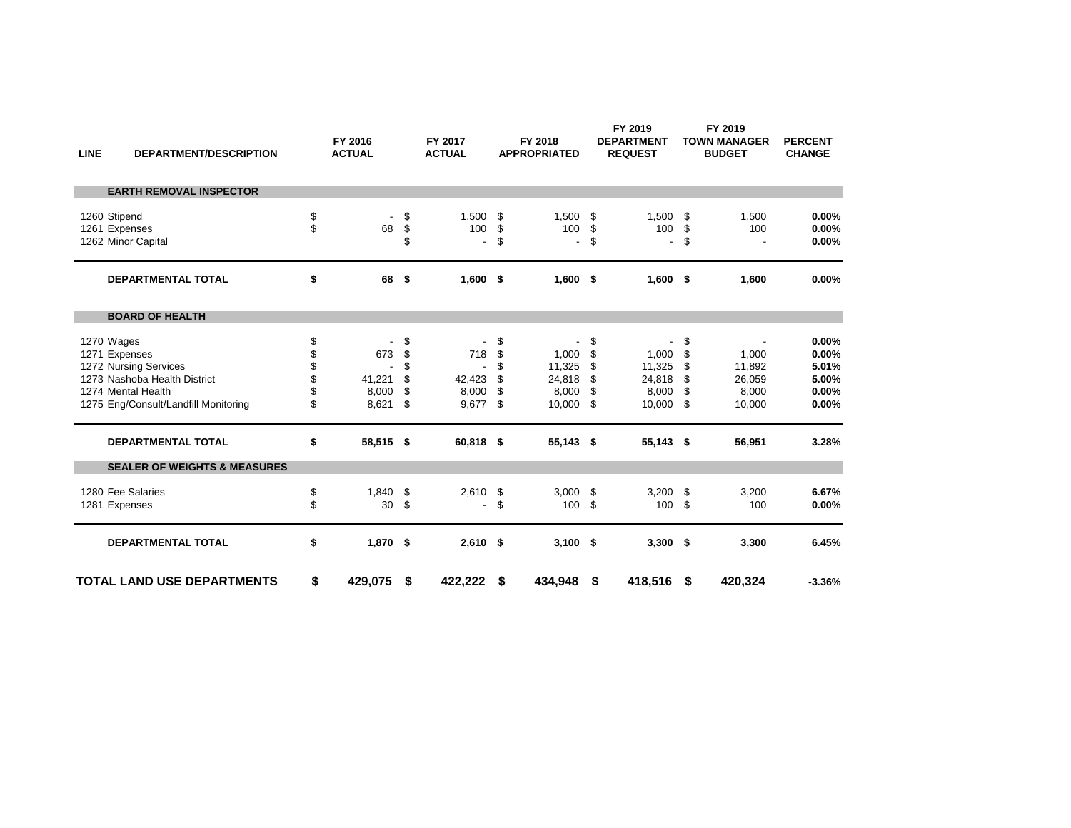| LINE | DEPARTMENT/DESCRIPTION | FY 2016 ACTUAL | FY 2017 ACTUAL | FY 2018 APPROPRIATED | FY 2019 DEPARTMENT REQUEST | FY 2019 TOWN MANAGER BUDGET | PERCENT CHANGE |
|---|---|---|---|---|---|---|---|
| | **EARTH REMOVAL INSPECTOR** | | | | | | |
| 1260 | Stipend | $ - | $ 1,500 | $ 1,500 | $ 1,500 | $ 1,500 | **0.00%** |
| 1261 | Expenses | $ 68 | $ 100 | $ 100 | $ 100 | $ 100 | **0.00%** |
| 1262 | Minor Capital | | $ - | $ - | $ - | $ - | **0.00%** |
| | **DEPARTMENTAL TOTAL** | **$ 68** | **$ 1,600** | **$ 1,600** | **$ 1,600** | **$ 1,600** | **0.00%** |
| | **BOARD OF HEALTH** | | | | | | |
| 1270 | Wages | $ - | $ - | $ - | $ - | $ - | **0.00%** |
| 1271 | Expenses | $ 673 | $ 718 | $ 1,000 | $ 1,000 | $ 1,000 | **0.00%** |
| 1272 | Nursing Services | $ - | $ - | $ 11,325 | $ 11,325 | $ 11,892 | **5.01%** |
| 1273 | Nashoba Health District | $ 41,221 | $ 42,423 | $ 24,818 | $ 24,818 | $ 26,059 | **5.00%** |
| 1274 | Mental Health | $ 8,000 | $ 8,000 | $ 8,000 | $ 8,000 | $ 8,000 | **0.00%** |
| 1275 | Eng/Consult/Landfill Monitoring | $ 8,621 | $ 9,677 | $ 10,000 | $ 10,000 | $ 10,000 | **0.00%** |
| | **DEPARTMENTAL TOTAL** | **$ 58,515** | **$ 60,818** | **$ 55,143** | **$ 55,143** | **$ 56,951** | **3.28%** |
| | **SEALER OF WEIGHTS & MEASURES** | | | | | | |
| 1280 | Fee Salaries | $ 1,840 | $ 2,610 | $ 3,000 | $ 3,200 | $ 3,200 | **6.67%** |
| 1281 | Expenses | $ 30 | $ - | $ 100 | $ 100 | $ 100 | **0.00%** |
| | **DEPARTMENTAL TOTAL** | **$ 1,870** | **$ 2,610** | **$ 3,100** | **$ 3,300** | **$ 3,300** | **6.45%** |
| | **TOTAL LAND USE DEPARTMENTS** | **$ 429,075** | **$ 422,222** | **$ 434,948** | **$ 418,516** | **$ 420,324** | **-3.36%** |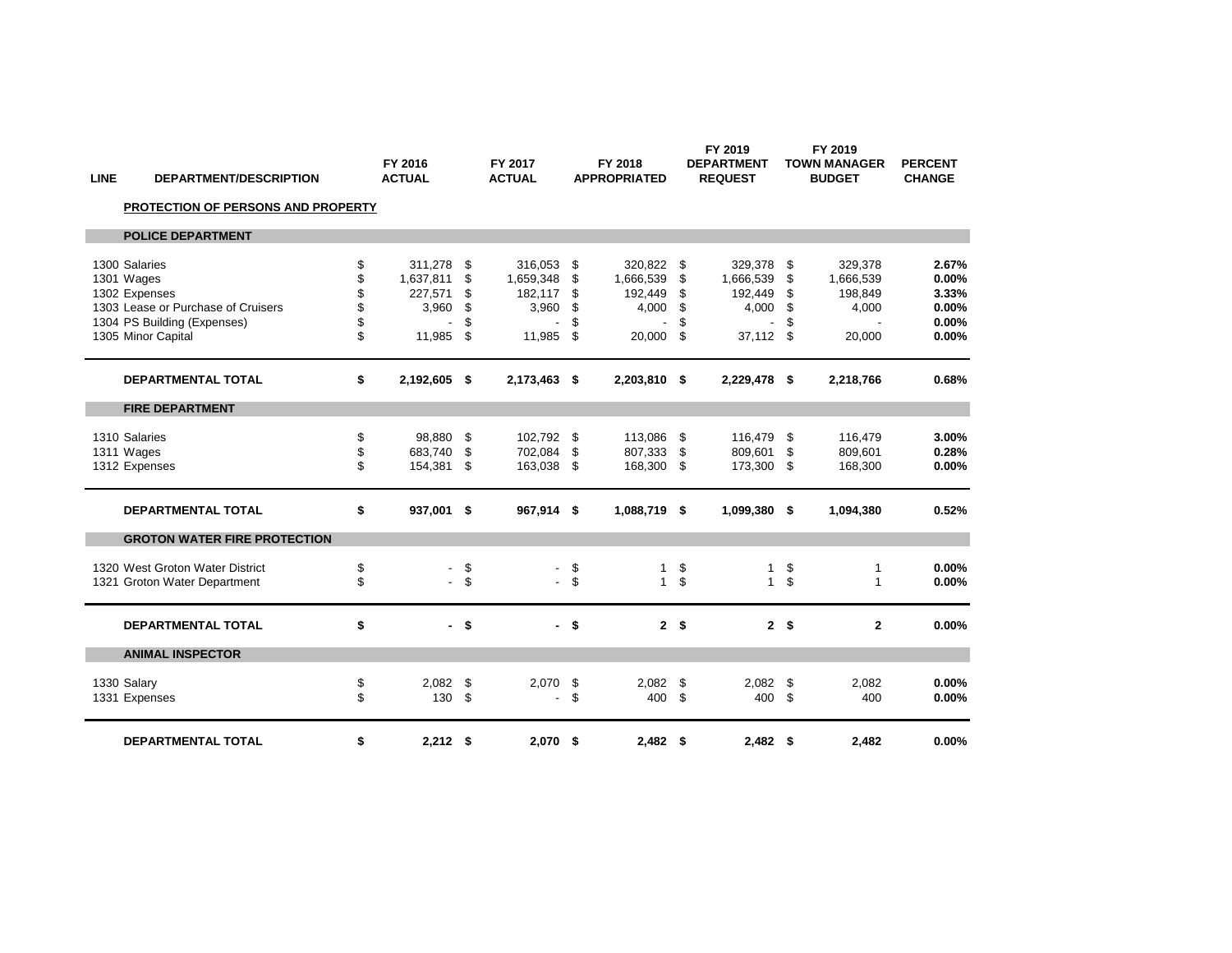| LINE | DEPARTMENT/DESCRIPTION | FY 2016 ACTUAL | FY 2017 ACTUAL | FY 2018 APPROPRIATED | FY 2019 DEPARTMENT REQUEST | FY 2019 TOWN MANAGER BUDGET | PERCENT CHANGE |
|---|---|---|---|---|---|---|---|
| | **PROTECTION OF PERSONS AND PROPERTY** | | | | | | |
| | **POLICE DEPARTMENT** | | | | | | |
| 1300 | Salaries | $ 311,278 | $ 316,053 | $ 320,822 | $ 329,378 | $ 329,378 | **2.67%** |
| 1301 | Wages | $ 1,637,811 | $ 1,659,348 | $ 1,666,539 | $ 1,666,539 | $ 1,666,539 | **0.00%** |
| 1302 | Expenses | $ 227,571 | $ 182,117 | $ 192,449 | $ 192,449 | $ 198,849 | **3.33%** |
| 1303 | Lease or Purchase of Cruisers | $ 3,960 | $ 3,960 | $ 4,000 | $ 4,000 | $ 4,000 | **0.00%** |
| 1304 | PS Building (Expenses) | $ - | $ - | $ - | $ - | $ - | **0.00%** |
| 1305 | Minor Capital | $ 11,985 | $ 11,985 | $ 20,000 | $ 37,112 | $ 20,000 | **0.00%** |
| | **DEPARTMENTAL TOTAL** | **$ 2,192,605** | **$ 2,173,463** | **$ 2,203,810** | **$ 2,229,478** | **$ 2,218,766** | **0.68%** |
| | **FIRE DEPARTMENT** | | | | | | |
| 1310 | Salaries | $ 98,880 | $ 102,792 | $ 113,086 | $ 116,479 | $ 116,479 | **3.00%** |
| 1311 | Wages | $ 683,740 | $ 702,084 | $ 807,333 | $ 809,601 | $ 809,601 | **0.28%** |
| 1312 | Expenses | $ 154,381 | $ 163,038 | $ 168,300 | $ 173,300 | $ 168,300 | **0.00%** |
| | **DEPARTMENTAL TOTAL** | **$ 937,001** | **$ 967,914** | **$ 1,088,719** | **$ 1,099,380** | **$ 1,094,380** | **0.52%** |
| | **GROTON WATER FIRE PROTECTION** | | | | | | |
| 1320 | West Groton Water District | $ - | $ - | $ 1 | $ 1 | $ 1 | **0.00%** |
| 1321 | Groton Water Department | $ - | $ - | $ 1 | $ 1 | $ 1 | **0.00%** |
| | **DEPARTMENTAL TOTAL** | **$ -** | **$ -** | **$ 2** | **$ 2** | **$ 2** | **0.00%** |
| | **ANIMAL INSPECTOR** | | | | | | |
| 1330 | Salary | $ 2,082 | $ 2,070 | $ 2,082 | $ 2,082 | $ 2,082 | **0.00%** |
| 1331 | Expenses | $ 130 | $ - | $ 400 | $ 400 | $ 400 | **0.00%** |
| | **DEPARTMENTAL TOTAL** | **$ 2,212** | **$ 2,070** | **$ 2,482** | **$ 2,482** | **$ 2,482** | **0.00%** |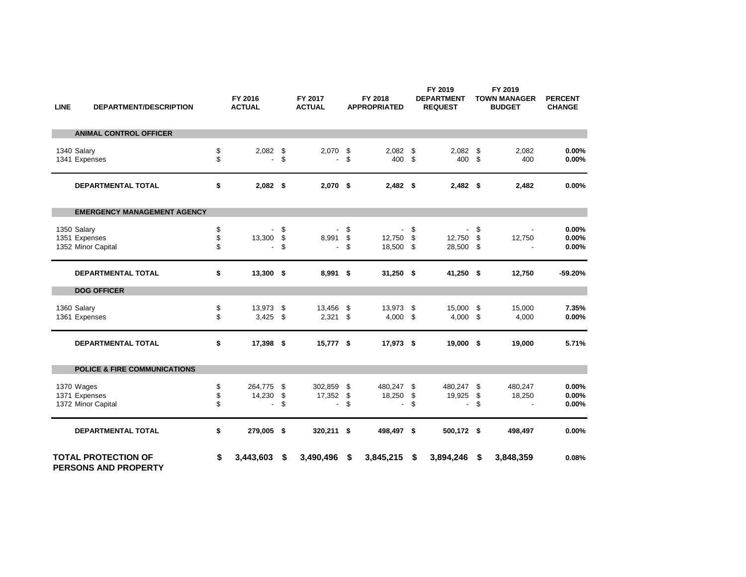| LINE | DEPARTMENT/DESCRIPTION | FY 2016 ACTUAL | FY 2017 ACTUAL | FY 2018 APPROPRIATED | FY 2019 DEPARTMENT REQUEST | FY 2019 TOWN MANAGER BUDGET | PERCENT CHANGE |
|---|---|---|---|---|---|---|---|
| | **ANIMAL CONTROL OFFICER** | | | | | | |
| 1340 | Salary | $ 2,082 | $ 2,070 | $ 2,082 | $ 2,082 | $ 2,082 | **0.00%** |
| 1341 | Expenses | $ - | $ - | $ 400 | $ 400 | $ 400 | **0.00%** |
| | **DEPARTMENTAL TOTAL** | **$ 2,082** | **$ 2,070** | **$ 2,482** | **$ 2,482** | **$ 2,482** | **0.00%** |
| | **EMERGENCY MANAGEMENT AGENCY** | | | | | | |
| 1350 | Salary | $ - | $ - | $ - | $ - | $ - | **0.00%** |
| 1351 | Expenses | $ 13,300 | $ 8,991 | $ 12,750 | $ 12,750 | $ 12,750 | **0.00%** |
| 1352 | Minor Capital | $ - | $ - | $ 18,500 | $ 28,500 | $ - | **0.00%** |
| | **DEPARTMENTAL TOTAL** | **$ 13,300** | **$ 8,991** | **$ 31,250** | **$ 41,250** | **$ 12,750** | **-59.20%** |
| | **DOG OFFICER** | | | | | | |
| 1360 | Salary | $ 13,973 | $ 13,456 | $ 13,973 | $ 15,000 | $ 15,000 | **7.35%** |
| 1361 | Expenses | $ 3,425 | $ 2,321 | $ 4,000 | $ 4,000 | $ 4,000 | **0.00%** |
| | **DEPARTMENTAL TOTAL** | **$ 17,398** | **$ 15,777** | **$ 17,973** | **$ 19,000** | **$ 19,000** | **5.71%** |
| | **POLICE & FIRE COMMUNICATIONS** | | | | | | |
| 1370 | Wages | $ 264,775 | $ 302,859 | $ 480,247 | $ 480,247 | $ 480,247 | **0.00%** |
| 1371 | Expenses | $ 14,230 | $ 17,352 | $ 18,250 | $ 19,925 | $ 18,250 | **0.00%** |
| 1372 | Minor Capital | $ - | $ - | $ - | $ - | $ - | **0.00%** |
| | **DEPARTMENTAL TOTAL** | **$ 279,005** | **$ 320,211** | **$ 498,497** | **$ 500,172** | **$ 498,497** | **0.00%** |
| | **TOTAL PROTECTION OF PERSONS AND PROPERTY** | **$ 3,443,603** | **$ 3,490,496** | **$ 3,845,215** | **$ 3,894,246** | **$ 3,848,359** | **0.08%** |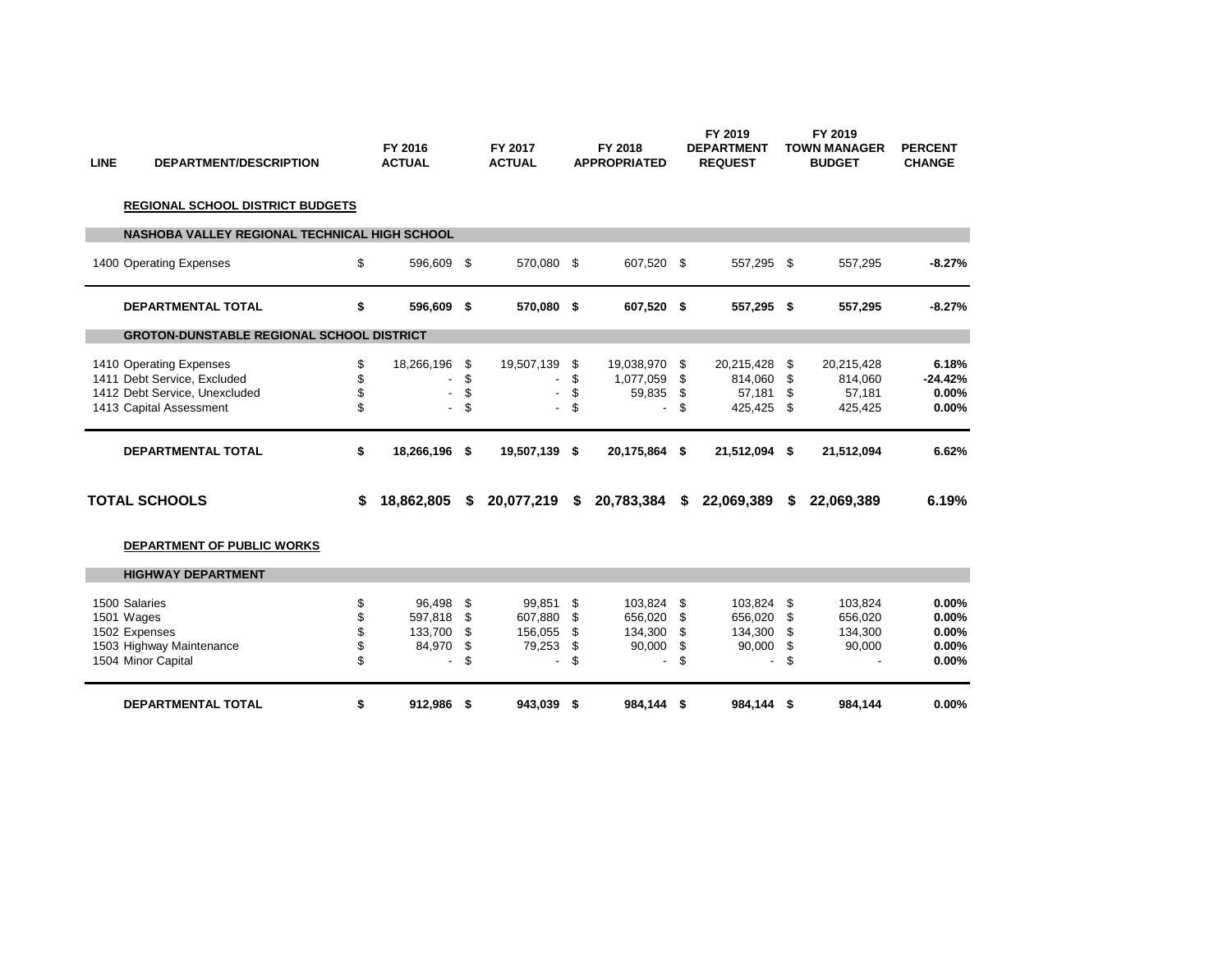| LINE | DEPARTMENT/DESCRIPTION | FY 2016 ACTUAL | FY 2017 ACTUAL | FY 2018 APPROPRIATED | FY 2019 DEPARTMENT REQUEST | FY 2019 TOWN MANAGER BUDGET | PERCENT CHANGE |
|---|---|---|---|---|---|---|---|
| | **REGIONAL SCHOOL DISTRICT BUDGETS** | | | | | | |
| | **NASHOBA VALLEY REGIONAL TECHNICAL HIGH SCHOOL** | | | | | | |
| 1400 | Operating Expenses | $ 596,609 | $ 570,080 | $ 607,520 | $ 557,295 | $ 557,295 | **-8.27%** |
| | **DEPARTMENTAL TOTAL** | **$ 596,609** | **$ 570,080** | **$ 607,520** | **$ 557,295** | **$ 557,295** | **-8.27%** |
| | **GROTON-DUNSTABLE REGIONAL SCHOOL DISTRICT** | | | | | | |
| 1410 | Operating Expenses | $ 18,266,196 | $ 19,507,139 | $ 19,038,970 | $ 20,215,428 | $ 20,215,428 | **6.18%** |
| 1411 | Debt Service, Excluded | $ - | $ - | $ 1,077,059 | $ 814,060 | $ 814,060 | **-24.42%** |
| 1412 | Debt Service, Unexcluded | $ - | $ - | $ 59,835 | $ 57,181 | $ 57,181 | **0.00%** |
| 1413 | Capital Assessment | $ - | $ - | $ - | $ 425,425 | $ 425,425 | **0.00%** |
| | **DEPARTMENTAL TOTAL** | **$ 18,266,196** | **$ 19,507,139** | **$ 20,175,864** | **$ 21,512,094** | **$ 21,512,094** | **6.62%** |
| | **TOTAL SCHOOLS** | **$ 18,862,805** | **$ 20,077,219** | **$ 20,783,384** | **$ 22,069,389** | **$ 22,069,389** | **6.19%** |
| | **DEPARTMENT OF PUBLIC WORKS** | | | | | | |
| | **HIGHWAY DEPARTMENT** | | | | | | |
| 1500 | Salaries | $ 96,498 | $ 99,851 | $ 103,824 | $ 103,824 | $ 103,824 | **0.00%** |
| 1501 | Wages | $ 597,818 | $ 607,880 | $ 656,020 | $ 656,020 | $ 656,020 | **0.00%** |
| 1502 | Expenses | $ 133,700 | $ 156,055 | $ 134,300 | $ 134,300 | $ 134,300 | **0.00%** |
| 1503 | Highway Maintenance | $ 84,970 | $ 79,253 | $ 90,000 | $ 90,000 | $ 90,000 | **0.00%** |
| 1504 | Minor Capital | $ - | $ - | $ - | $ - | $ - | **0.00%** |
| | **DEPARTMENTAL TOTAL** | **$ 912,986** | **$ 943,039** | **$ 984,144** | **$ 984,144** | **$ 984,144** | **0.00%** |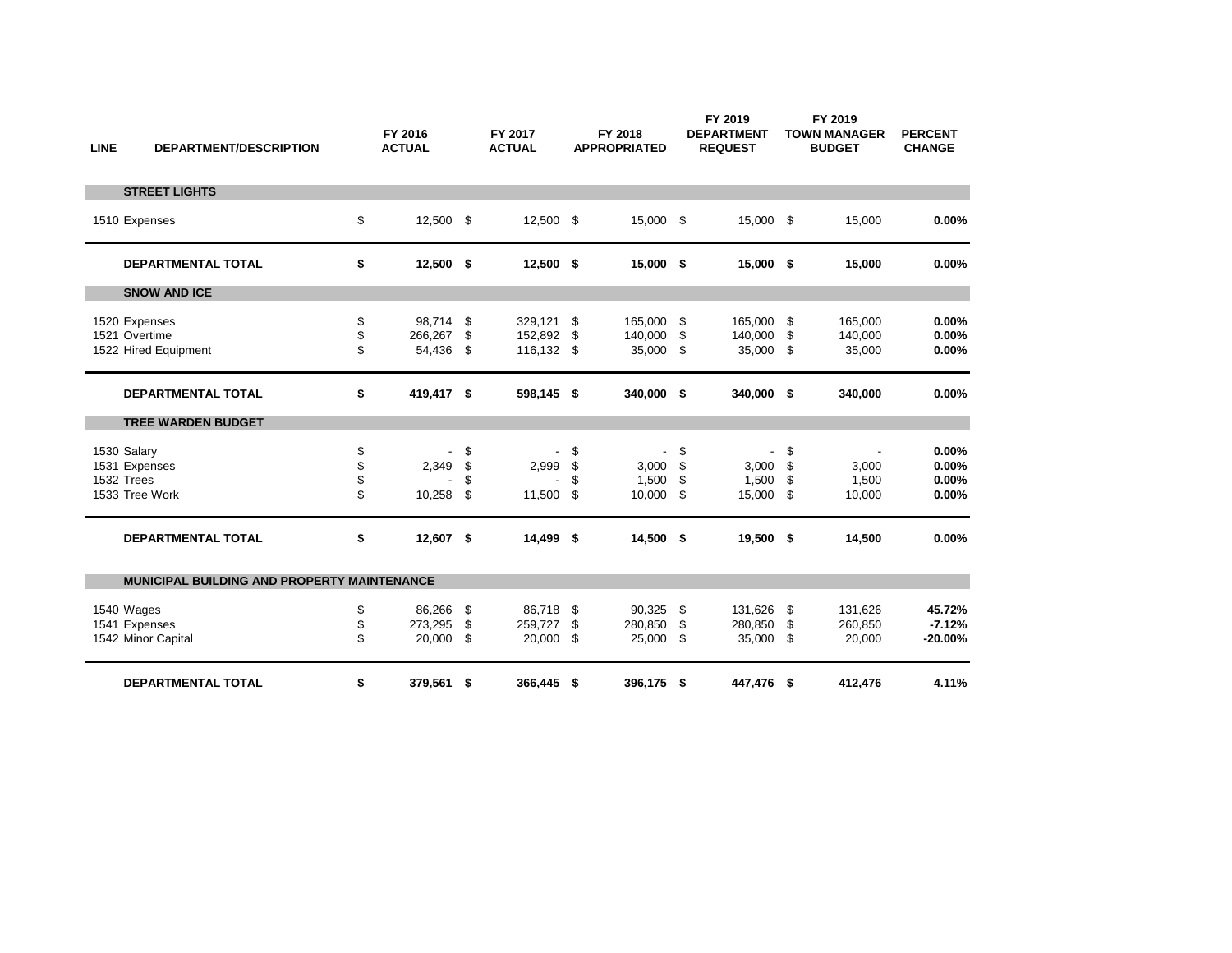| LINE | DEPARTMENT/DESCRIPTION | FY 2016 ACTUAL | FY 2017 ACTUAL | FY 2018 APPROPRIATED | FY 2019 DEPARTMENT REQUEST | FY 2019 TOWN MANAGER BUDGET | PERCENT CHANGE |
|---|---|---|---|---|---|---|---|
| | **STREET LIGHTS** | | | | | | |
| 1510 | Expenses | $ 12,500 | $ 12,500 | $ 15,000 | $ 15,000 | $ 15,000 | **0.00%** |
| | **DEPARTMENTAL TOTAL** | **$ 12,500** | **$ 12,500** | **$ 15,000** | **$ 15,000** | **$ 15,000** | 0.00% |
| | **SNOW AND ICE** | | | | | | |
| 1520 | Expenses | $ 98,714 | $ 329,121 | $ 165,000 | $ 165,000 | $ 165,000 | **0.00%** |
| 1521 | Overtime | $ 266,267 | $ 152,892 | $ 140,000 | $ 140,000 | $ 140,000 | **0.00%** |
| 1522 | Hired Equipment | $ 54,436 | $ 116,132 | $ 35,000 | $ 35,000 | $ 35,000 | **0.00%** |
| | **DEPARTMENTAL TOTAL** | **$ 419,417** | **$ 598,145** | **$ 340,000** | **$ 340,000** | **$ 340,000** | 0.00% |
| | **TREE WARDEN BUDGET** | | | | | | |
| 1530 | Salary | $ - | $ - | $ - | $ - | $ - | **0.00%** |
| 1531 | Expenses | $ 2,349 | $ 2,999 | $ 3,000 | $ 3,000 | $ 3,000 | **0.00%** |
| 1532 | Trees | $ - | $ - | $ 1,500 | $ 1,500 | $ 1,500 | **0.00%** |
| 1533 | Tree Work | $ 10,258 | $ 11,500 | $ 10,000 | $ 15,000 | $ 10,000 | **0.00%** |
| | **DEPARTMENTAL TOTAL** | **$ 12,607** | **$ 14,499** | **$ 14,500** | **$ 19,500** | **$ 14,500** | 0.00% |
| | **MUNICIPAL BUILDING AND PROPERTY MAINTENANCE** | | | | | | |
| 1540 | Wages | $ 86,266 | $ 86,718 | $ 90,325 | $ 131,626 | $ 131,626 | **45.72%** |
| 1541 | Expenses | $ 273,295 | $ 259,727 | $ 280,850 | $ 280,850 | $ 260,850 | **-7.12%** |
| 1542 | Minor Capital | $ 20,000 | $ 20,000 | $ 25,000 | $ 35,000 | $ 20,000 | **-20.00%** |
| | **DEPARTMENTAL TOTAL** | **$ 379,561** | **$ 366,445** | **$ 396,175** | **$ 447,476** | **$ 412,476** | **4.11%** |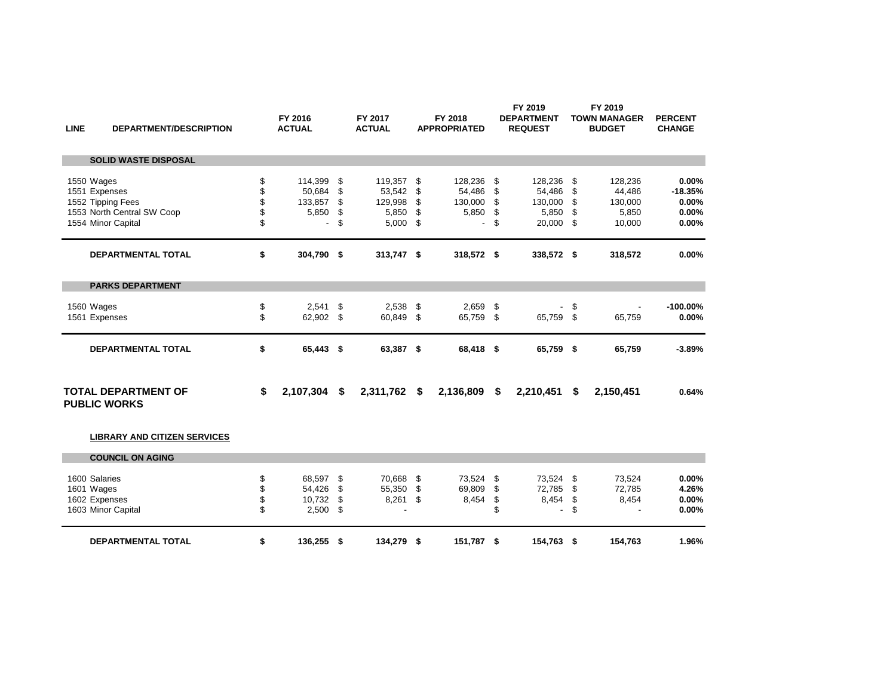| LINE | DEPARTMENT/DESCRIPTION | FY 2016 ACTUAL | FY 2017 ACTUAL | FY 2018 APPROPRIATED | FY 2019 DEPARTMENT REQUEST | FY 2019 TOWN MANAGER BUDGET | PERCENT CHANGE |
|---|---|---|---|---|---|---|---|
| | **SOLID WASTE DISPOSAL** | | | | | | |
| 1550 | Wages | $ 114,399 | $ 119,357 | $ 128,236 | $ 128,236 | $ 128,236 | **0.00%** |
| 1551 | Expenses | $ 50,684 | $ 53,542 | $ 54,486 | $ 54,486 | $ 44,486 | **-18.35%** |
| 1552 | Tipping Fees | $ 133,857 | $ 129,998 | $ 130,000 | $ 130,000 | $ 130,000 | **0.00%** |
| 1553 | North Central SW Coop | $ 5,850 | $ 5,850 | $ 5,850 | $ 5,850 | $ 5,850 | **0.00%** |
| 1554 | Minor Capital | $ - | $ 5,000 | $ - | $ 20,000 | $ 10,000 | **0.00%** |
| | **DEPARTMENTAL TOTAL** | **$ 304,790** | **$ 313,747** | **$ 318,572** | **$ 338,572** | **$ 318,572** | **0.00%** |
| | **PARKS DEPARTMENT** | | | | | | |
| 1560 | Wages | $ 2,541 | $ 2,538 | $ 2,659 | $ - | $ - | **-100.00%** |
| 1561 | Expenses | $ 62,902 | $ 60,849 | $ 65,759 | $ 65,759 | $ 65,759 | **0.00%** |
| | **DEPARTMENTAL TOTAL** | **$ 65,443** | **$ 63,387** | **$ 68,418** | **$ 65,759** | **$ 65,759** | **-3.89%** |
| | **TOTAL DEPARTMENT OF PUBLIC WORKS** | **$ 2,107,304** | **$ 2,311,762** | **$ 2,136,809** | **$ 2,210,451** | **$ 2,150,451** | **0.64%** |
| | **LIBRARY AND CITIZEN SERVICES** | | | | | | |
| | **COUNCIL ON AGING** | | | | | | |
| 1600 | Salaries | $ 68,597 | $ 70,668 | $ 73,524 | $ 73,524 | $ 73,524 | **0.00%** |
| 1601 | Wages | $ 54,426 | $ 55,350 | $ 69,809 | $ 72,785 | $ 72,785 | **4.26%** |
| 1602 | Expenses | $ 10,732 | $ 8,261 | $ 8,454 | $ 8,454 | $ 8,454 | **0.00%** |
| 1603 | Minor Capital | $ 2,500 | $ - | | $ - | $ - | **0.00%** |
| | **DEPARTMENTAL TOTAL** | **$ 136,255** | **$ 134,279** | **$ 151,787** | **$ 154,763** | **$ 154,763** | **1.96%** |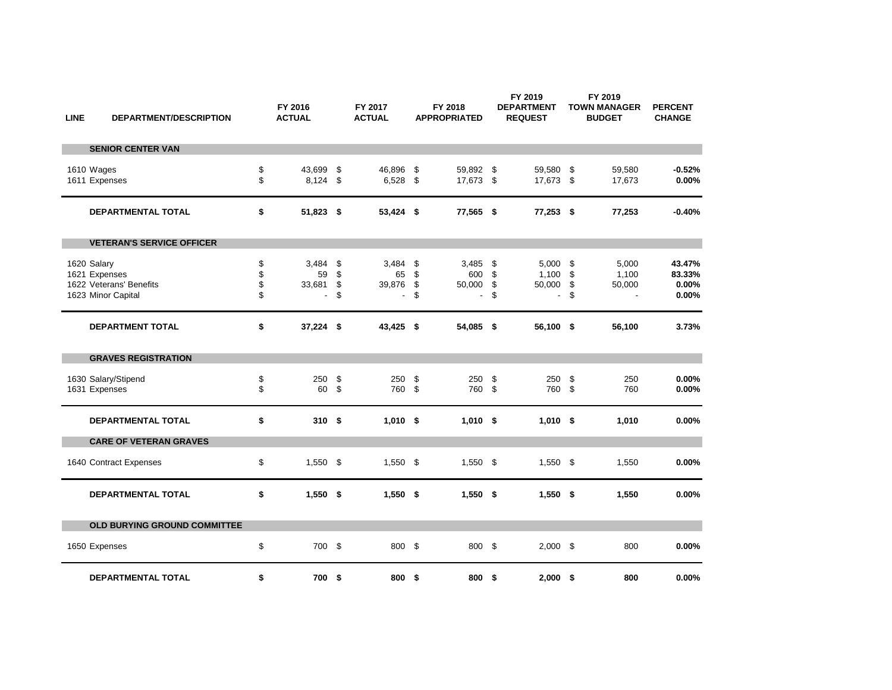| LINE | DEPARTMENT/DESCRIPTION | FY 2016 ACTUAL | FY 2017 ACTUAL | FY 2018 APPROPRIATED | FY 2019 DEPARTMENT REQUEST | FY 2019 TOWN MANAGER BUDGET | PERCENT CHANGE |
|---|---|---|---|---|---|---|---|
| | **SENIOR CENTER VAN** | | | | | | |
| 1610 | Wages | $ 43,699 | $ 46,896 | $ 59,892 | $ 59,580 | $ 59,580 | **-0.52%** |
| 1611 | Expenses | $ 8,124 | $ 6,528 | $ 17,673 | $ 17,673 | $ 17,673 | **0.00%** |
| | **DEPARTMENTAL TOTAL** | **$ 51,823** | **$ 53,424** | **$ 77,565** | **$ 77,253** | **$ 77,253** | **-0.40%** |
| | **VETERAN'S SERVICE OFFICER** | | | | | | |
| 1620 | Salary | $ 3,484 | $ 3,484 | $ 3,485 | $ 5,000 | $ 5,000 | **43.47%** |
| 1621 | Expenses | $ 59 | $ 65 | $ 600 | $ 1,100 | $ 1,100 | **83.33%** |
| 1622 | Veterans' Benefits | $ 33,681 | $ 39,876 | $ 50,000 | $ 50,000 | $ 50,000 | **0.00%** |
| 1623 | Minor Capital | $ - | $ - | $ - | $ - | $ - | **0.00%** |
| | **DEPARTMENT TOTAL** | **$ 37,224** | **$ 43,425** | **$ 54,085** | **$ 56,100** | **$ 56,100** | **3.73%** |
| | **GRAVES REGISTRATION** | | | | | | |
| 1630 | Salary/Stipend | $ 250 | $ 250 | $ 250 | $ 250 | $ 250 | **0.00%** |
| 1631 | Expenses | $ 60 | $ 760 | $ 760 | $ 760 | $ 760 | **0.00%** |
| | **DEPARTMENTAL TOTAL** | **$ 310** | **$ 1,010** | **$ 1,010** | **$ 1,010** | **$ 1,010** | **0.00%** |
| | **CARE OF VETERAN GRAVES** | | | | | | |
| 1640 | Contract Expenses | $ 1,550 | $ 1,550 | $ 1,550 | $ 1,550 | $ 1,550 | **0.00%** |
| | **DEPARTMENTAL TOTAL** | **$ 1,550** | **$ 1,550** | **$ 1,550** | **$ 1,550** | **$ 1,550** | **0.00%** |
| | **OLD BURYING GROUND COMMITTEE** | | | | | | |
| 1650 | Expenses | $ 700 | $ 800 | $ 800 | $ 2,000 | $ 800 | **0.00%** |
| | **DEPARTMENTAL TOTAL** | **$ 700** | **$ 800** | **$ 800** | **$ 2,000** | **$ 800** | **0.00%** |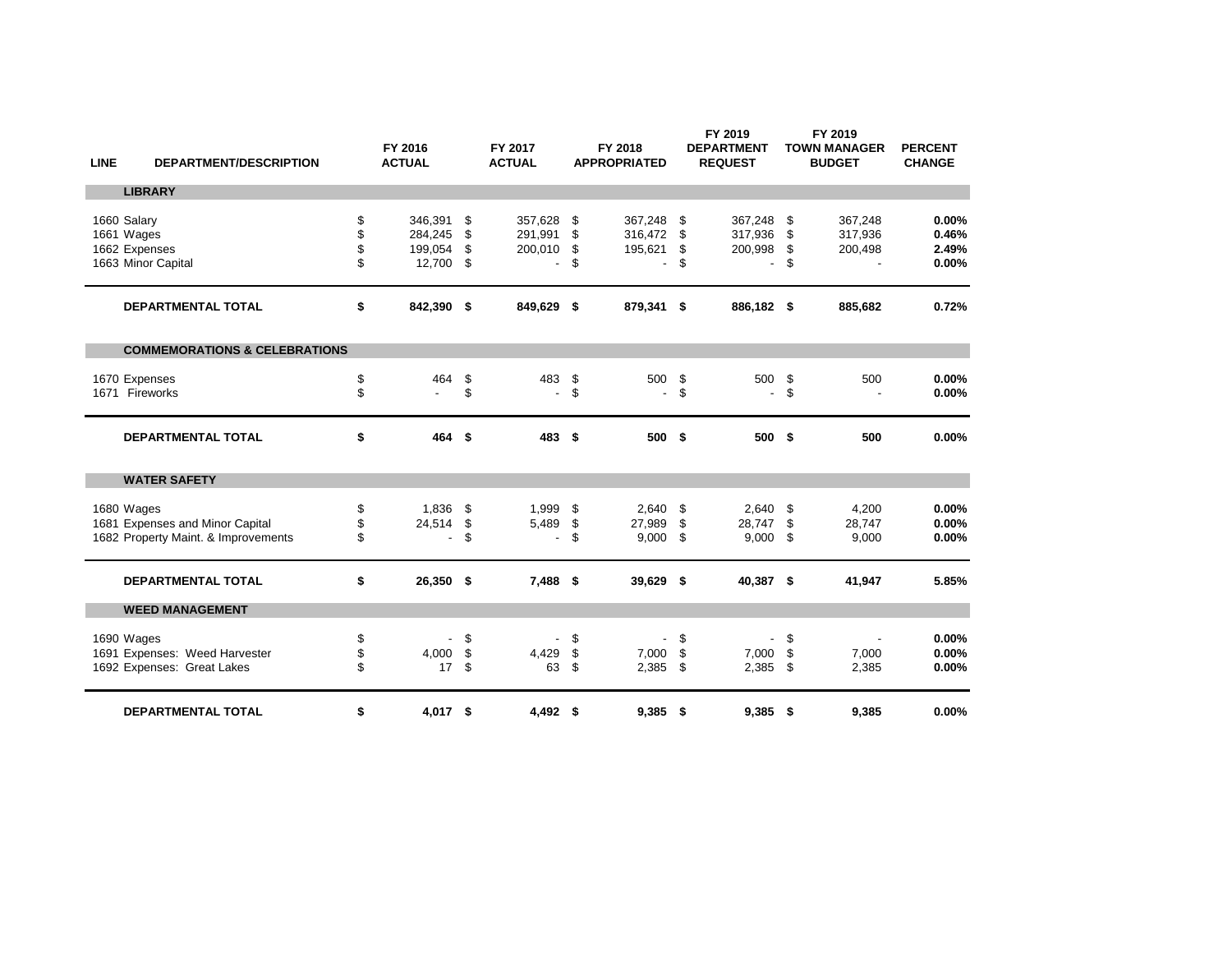| LINE | DEPARTMENT/DESCRIPTION | FY 2016 ACTUAL | FY 2017 ACTUAL | FY 2018 APPROPRIATED | FY 2019 DEPARTMENT REQUEST | FY 2019 TOWN MANAGER BUDGET | PERCENT CHANGE |
|---|---|---|---|---|---|---|---|
| | **LIBRARY** | | | | | | |
| 1660 | Salary | $ 346,391 | $ 357,628 | $ 367,248 | $ 367,248 | $ 367,248 | **0.00%** |
| 1661 | Wages | $ 284,245 | $ 291,991 | $ 316,472 | $ 317,936 | $ 317,936 | **0.46%** |
| 1662 | Expenses | $ 199,054 | $ 200,010 | $ 195,621 | $ 200,998 | $ 200,498 | **2.49%** |
| 1663 | Minor Capital | $ 12,700 | $ - | $ - | $ - | $ - | **0.00%** |
| | **DEPARTMENTAL TOTAL** | **$ 842,390** | **$ 849,629** | **$ 879,341** | **$ 886,182** | **$ 885,682** | **0.72%** |
| | **COMMEMORATIONS & CELEBRATIONS** | | | | | | |
| 1670 | Expenses | $ 464 | $ 483 | $ 500 | $ 500 | $ 500 | **0.00%** |
| 1671 | Fireworks | $ - | $ - | $ - | $ - | $ - | **0.00%** |
| | **DEPARTMENTAL TOTAL** | **$ 464** | **$ 483** | **$ 500** | **$ 500** | **$ 500** | **0.00%** |
| | **WATER SAFETY** | | | | | | |
| 1680 | Wages | $ 1,836 | $ 1,999 | $ 2,640 | $ 2,640 | $ 4,200 | **0.00%** |
| 1681 | Expenses and Minor Capital | $ 24,514 | $ 5,489 | $ 27,989 | $ 28,747 | $ 28,747 | **0.00%** |
| 1682 | Property Maint. & Improvements | $ - | $ - | $ 9,000 | $ 9,000 | $ 9,000 | **0.00%** |
| | **DEPARTMENTAL TOTAL** | **$ 26,350** | **$ 7,488** | **$ 39,629** | **$ 40,387** | **$ 41,947** | **5.85%** |
| | **WEED MANAGEMENT** | | | | | | |
| 1690 | Wages | $ - | $ - | $ - | $ - | $ - | **0.00%** |
| 1691 | Expenses: Weed Harvester | $ 4,000 | $ 4,429 | $ 7,000 | $ 7,000 | $ 7,000 | **0.00%** |
| 1692 | Expenses: Great Lakes | $ 17 | $ 63 | $ 2,385 | $ 2,385 | $ 2,385 | **0.00%** |
| | **DEPARTMENTAL TOTAL** | **$ 4,017** | **$ 4,492** | **$ 9,385** | **$ 9,385** | **$ 9,385** | **0.00%** |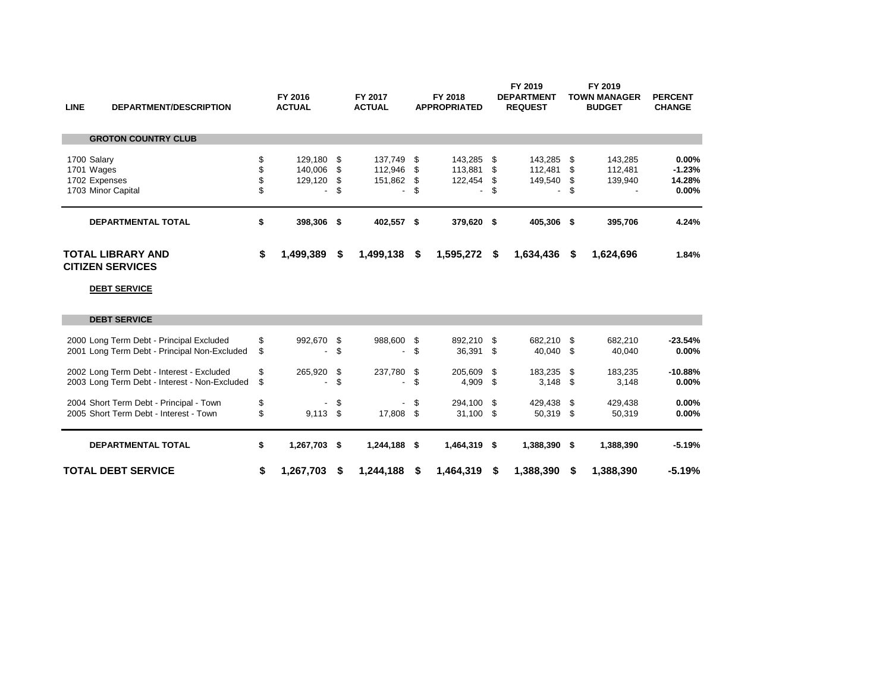| LINE | DEPARTMENT/DESCRIPTION | FY 2016 ACTUAL | FY 2017 ACTUAL | FY 2018 APPROPRIATED | FY 2019 DEPARTMENT REQUEST | FY 2019 TOWN MANAGER BUDGET | PERCENT CHANGE |
|---|---|---|---|---|---|---|---|
| | **GROTON COUNTRY CLUB** | | | | | | |
| 1700 | Salary | $ 129,180 | $ 137,749 | $ 143,285 | $ 143,285 | $ 143,285 | **0.00%** |
| 1701 | Wages | $ 140,006 | $ 112,946 | $ 113,881 | $ 112,481 | $ 112,481 | **-1.23%** |
| 1702 | Expenses | $ 129,120 | $ 151,862 | $ 122,454 | $ 149,540 | $ 139,940 | **14.28%** |
| 1703 | Minor Capital | $ - | $ - | $ - | $ - | $ - | **0.00%** |
| | **DEPARTMENTAL TOTAL** | **$ 398,306** | **$ 402,557** | **$ 379,620** | **$ 405,306** | **$ 395,706** | **4.24%** |
| | **TOTAL LIBRARY AND CITIZEN SERVICES** | **$ 1,499,389** | **$ 1,499,138** | **$ 1,595,272** | **$ 1,634,436** | **$ 1,624,696** | **1.84%** |
| | **DEBT SERVICE** | | | | | | |
| | **DEBT SERVICE** | | | | | | |
| 2000 | Long Term Debt - Principal Excluded | $ 992,670 | $ 988,600 | $ 892,210 | $ 682,210 | $ 682,210 | **-23.54%** |
| 2001 | Long Term Debt - Principal Non-Excluded | $ - | $ - | $ 36,391 | $ 40,040 | $ 40,040 | **0.00%** |
| 2002 | Long Term Debt - Interest - Excluded | $ 265,920 | $ 237,780 | $ 205,609 | $ 183,235 | $ 183,235 | **-10.88%** |
| 2003 | Long Term Debt - Interest - Non-Excluded | $ - | $ - | $ 4,909 | $ 3,148 | $ 3,148 | **0.00%** |
| 2004 | Short Term Debt - Principal - Town | $ - | $ - | $ 294,100 | $ 429,438 | $ 429,438 | **0.00%** |
| 2005 | Short Term Debt - Interest - Town | $ 9,113 | $ 17,808 | $ 31,100 | $ 50,319 | $ 50,319 | **0.00%** |
| | **DEPARTMENTAL TOTAL** | **$ 1,267,703** | **$ 1,244,188** | **$ 1,464,319** | **$ 1,388,390** | **$ 1,388,390** | **-5.19%** |
| | **TOTAL DEBT SERVICE** | **$ 1,267,703** | **$ 1,244,188** | **$ 1,464,319** | **$ 1,388,390** | **$ 1,388,390** | **-5.19%** |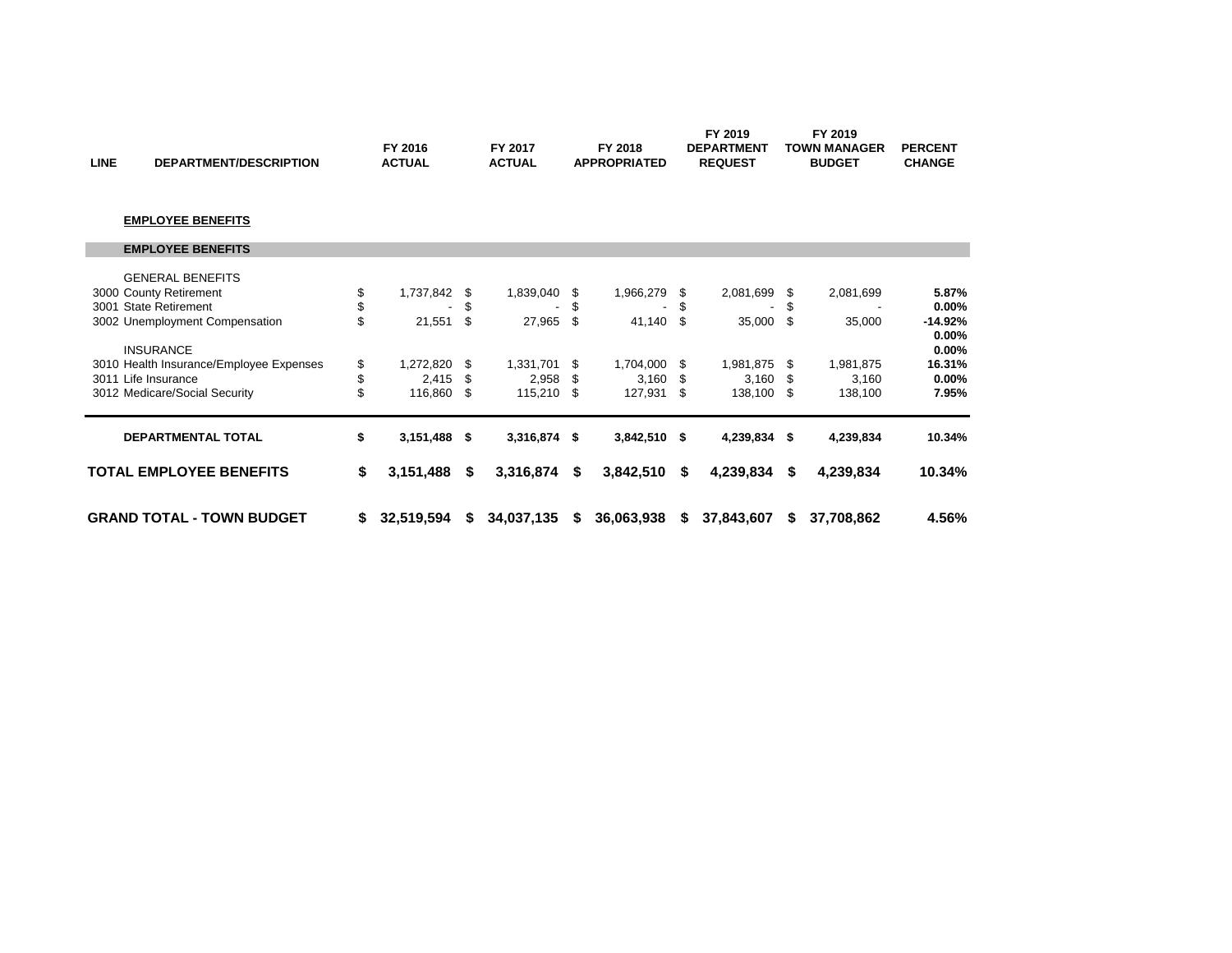| LINE | DEPARTMENT/DESCRIPTION | FY 2016 ACTUAL | FY 2017 ACTUAL | FY 2018 APPROPRIATED | FY 2019 DEPARTMENT REQUEST | FY 2019 TOWN MANAGER BUDGET | PERCENT CHANGE |
|---|---|---|---|---|---|---|---|
| | **EMPLOYEE BENEFITS** | | | | | | |
| | **EMPLOYEE BENEFITS** | | | | | | |
| | GENERAL BENEFITS | | | | | | |
| 3000 | County Retirement | $ 1,737,842 | $ 1,839,040 | $ 1,966,279 | $ 2,081,699 | $ 2,081,699 | **5.87%** |
| 3001 | State Retirement | $ - | $ - | $ - | $ - | $ - | **0.00%** |
| 3002 | Unemployment Compensation | $ 21,551 | $ 27,965 | $ 41,140 | $ 35,000 | $ 35,000 | **-14.92%** |
| | | | | | | | **0.00%** |
| | INSURANCE | | | | | | **0.00%** |
| 3010 | Health Insurance/Employee Expenses | $ 1,272,820 | $ 1,331,701 | $ 1,704,000 | $ 1,981,875 | $ 1,981,875 | **16.31%** |
| 3011 | Life Insurance | $ 2,415 | $ 2,958 | $ 3,160 | $ 3,160 | $ 3,160 | **0.00%** |
| 3012 | Medicare/Social Security | $ 116,860 | $ 115,210 | $ 127,931 | $ 138,100 | $ 138,100 | **7.95%** |
| | **DEPARTMENTAL TOTAL** | **$ 3,151,488** | **$ 3,316,874** | **$ 3,842,510** | **$ 4,239,834** | **$ 4,239,834** | **10.34%** |
| | **TOTAL EMPLOYEE BENEFITS** | **$ 3,151,488** | **$ 3,316,874** | **$ 3,842,510** | **$ 4,239,834** | **$ 4,239,834** | **10.34%** |
| | **GRAND TOTAL - TOWN BUDGET** | **$ 32,519,594** | **$ 34,037,135** | **$ 36,063,938** | **$ 37,843,607** | **$ 37,708,862** | **4.56%** |